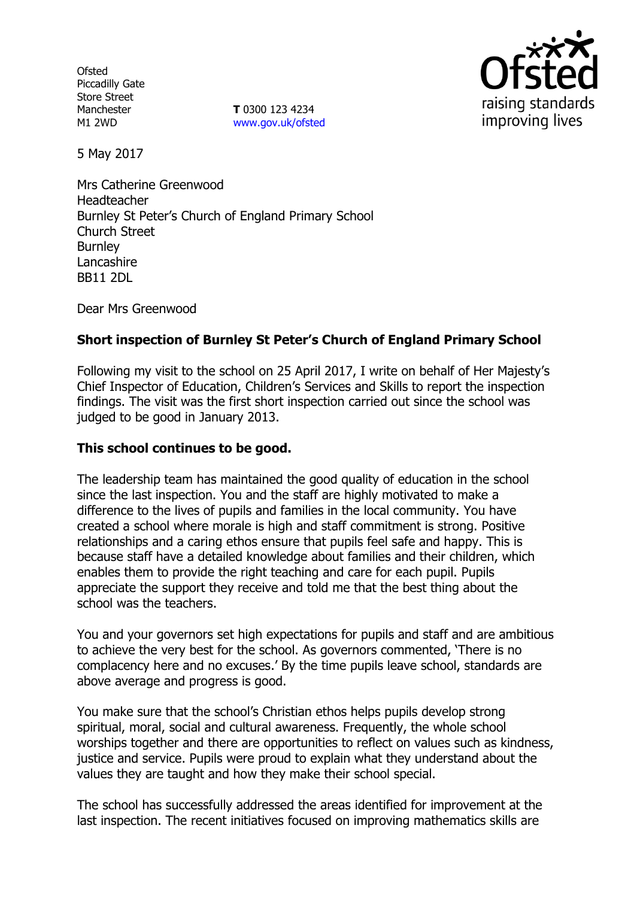Ofsted
Piccadilly Gate
Store Street
Manchester
M1 2WD

**T** 0300 123 4234
www.gov.uk/ofsted

5 May 2017

Mrs Catherine Greenwood
Headteacher
Burnley St Peter's Church of England Primary School
Church Street
Burnley
Lancashire
BB11 2DL

Dear Mrs Greenwood

**Short inspection of Burnley St Peter's Church of England Primary School**

Following my visit to the school on 25 April 2017, I write on behalf of Her Majesty's Chief Inspector of Education, Children's Services and Skills to report the inspection findings. The visit was the first short inspection carried out since the school was judged to be good in January 2013.

**This school continues to be good.**

The leadership team has maintained the good quality of education in the school since the last inspection. You and the staff are highly motivated to make a difference to the lives of pupils and families in the local community. You have created a school where morale is high and staff commitment is strong. Positive relationships and a caring ethos ensure that pupils feel safe and happy. This is because staff have a detailed knowledge about families and their children, which enables them to provide the right teaching and care for each pupil. Pupils appreciate the support they receive and told me that the best thing about the school was the teachers.

You and your governors set high expectations for pupils and staff and are ambitious to achieve the very best for the school. As governors commented, 'There is no complacency here and no excuses.' By the time pupils leave school, standards are above average and progress is good.

You make sure that the school's Christian ethos helps pupils develop strong spiritual, moral, social and cultural awareness. Frequently, the whole school worships together and there are opportunities to reflect on values such as kindness, justice and service. Pupils were proud to explain what they understand about the values they are taught and how they make their school special.

The school has successfully addressed the areas identified for improvement at the last inspection. The recent initiatives focused on improving mathematics skills are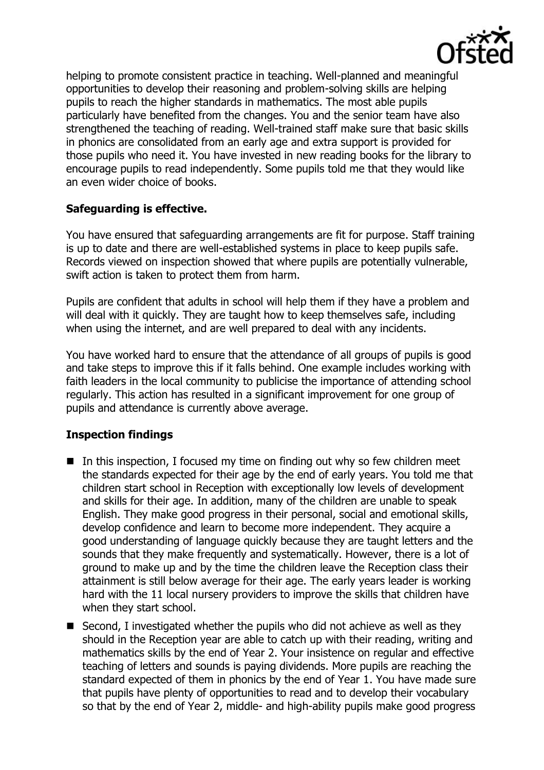helping to promote consistent practice in teaching. Well-planned and meaningful opportunities to develop their reasoning and problem-solving skills are helping pupils to reach the higher standards in mathematics. The most able pupils particularly have benefited from the changes. You and the senior team have also strengthened the teaching of reading. Well-trained staff make sure that basic skills in phonics are consolidated from an early age and extra support is provided for those pupils who need it. You have invested in new reading books for the library to encourage pupils to read independently. Some pupils told me that they would like an even wider choice of books.

**Safeguarding is effective.**

You have ensured that safeguarding arrangements are fit for purpose. Staff training is up to date and there are well-established systems in place to keep pupils safe. Records viewed on inspection showed that where pupils are potentially vulnerable, swift action is taken to protect them from harm.

Pupils are confident that adults in school will help them if they have a problem and will deal with it quickly. They are taught how to keep themselves safe, including when using the internet, and are well prepared to deal with any incidents.

You have worked hard to ensure that the attendance of all groups of pupils is good and take steps to improve this if it falls behind. One example includes working with faith leaders in the local community to publicise the importance of attending school regularly. This action has resulted in a significant improvement for one group of pupils and attendance is currently above average.

**Inspection findings**

- In this inspection, I focused my time on finding out why so few children meet the standards expected for their age by the end of early years. You told me that children start school in Reception with exceptionally low levels of development and skills for their age. In addition, many of the children are unable to speak English. They make good progress in their personal, social and emotional skills, develop confidence and learn to become more independent. They acquire a good understanding of language quickly because they are taught letters and the sounds that they make frequently and systematically. However, there is a lot of ground to make up and by the time the children leave the Reception class their attainment is still below average for their age. The early years leader is working hard with the 11 local nursery providers to improve the skills that children have when they start school.
- Second, I investigated whether the pupils who did not achieve as well as they should in the Reception year are able to catch up with their reading, writing and mathematics skills by the end of Year 2. Your insistence on regular and effective teaching of letters and sounds is paying dividends. More pupils are reaching the standard expected of them in phonics by the end of Year 1. You have made sure that pupils have plenty of opportunities to read and to develop their vocabulary so that by the end of Year 2, middle- and high-ability pupils make good progress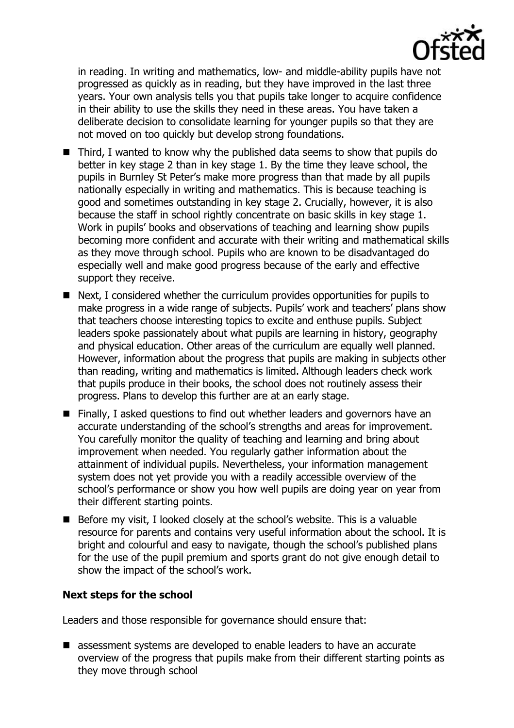in reading. In writing and mathematics, low- and middle-ability pupils have not progressed as quickly as in reading, but they have improved in the last three years. Your own analysis tells you that pupils take longer to acquire confidence in their ability to use the skills they need in these areas. You have taken a deliberate decision to consolidate learning for younger pupils so that they are not moved on too quickly but develop strong foundations.

- Third, I wanted to know why the published data seems to show that pupils do better in key stage 2 than in key stage 1. By the time they leave school, the pupils in Burnley St Peter's make more progress than that made by all pupils nationally especially in writing and mathematics. This is because teaching is good and sometimes outstanding in key stage 2. Crucially, however, it is also because the staff in school rightly concentrate on basic skills in key stage 1. Work in pupils' books and observations of teaching and learning show pupils becoming more confident and accurate with their writing and mathematical skills as they move through school. Pupils who are known to be disadvantaged do especially well and make good progress because of the early and effective support they receive.
- Next, I considered whether the curriculum provides opportunities for pupils to make progress in a wide range of subjects. Pupils' work and teachers' plans show that teachers choose interesting topics to excite and enthuse pupils. Subject leaders spoke passionately about what pupils are learning in history, geography and physical education. Other areas of the curriculum are equally well planned. However, information about the progress that pupils are making in subjects other than reading, writing and mathematics is limited. Although leaders check work that pupils produce in their books, the school does not routinely assess their progress. Plans to develop this further are at an early stage.
- Finally, I asked questions to find out whether leaders and governors have an accurate understanding of the school's strengths and areas for improvement. You carefully monitor the quality of teaching and learning and bring about improvement when needed. You regularly gather information about the attainment of individual pupils. Nevertheless, your information management system does not yet provide you with a readily accessible overview of the school's performance or show you how well pupils are doing year on year from their different starting points.
- Before my visit, I looked closely at the school's website. This is a valuable resource for parents and contains very useful information about the school. It is bright and colourful and easy to navigate, though the school's published plans for the use of the pupil premium and sports grant do not give enough detail to show the impact of the school's work.

**Next steps for the school**

Leaders and those responsible for governance should ensure that:

- assessment systems are developed to enable leaders to have an accurate overview of the progress that pupils make from their different starting points as they move through school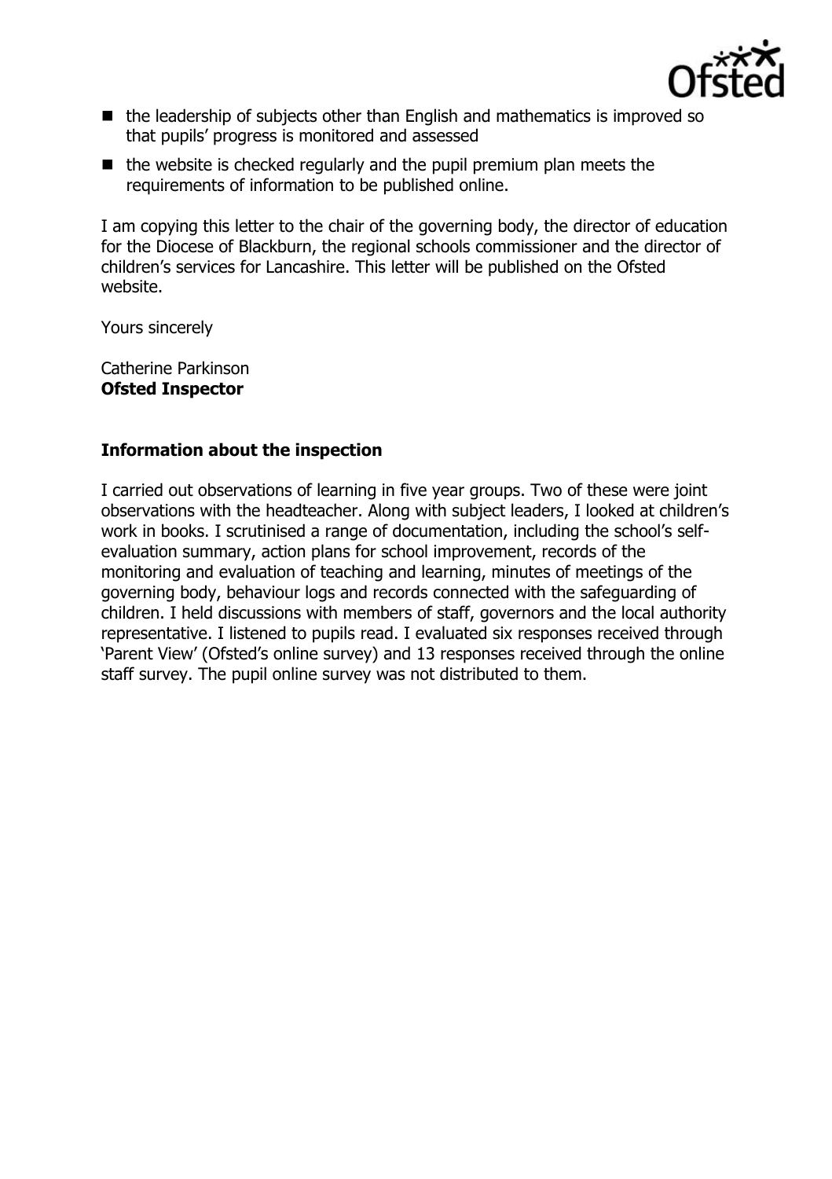- the leadership of subjects other than English and mathematics is improved so that pupils' progress is monitored and assessed
- the website is checked regularly and the pupil premium plan meets the requirements of information to be published online.

I am copying this letter to the chair of the governing body, the director of education for the Diocese of Blackburn, the regional schools commissioner and the director of children's services for Lancashire. This letter will be published on the Ofsted website.

Yours sincerely

Catherine Parkinson
**Ofsted Inspector**

## Information about the inspection

I carried out observations of learning in five year groups. Two of these were joint observations with the headteacher. Along with subject leaders, I looked at children's work in books. I scrutinised a range of documentation, including the school's self-evaluation summary, action plans for school improvement, records of the monitoring and evaluation of teaching and learning, minutes of meetings of the governing body, behaviour logs and records connected with the safeguarding of children. I held discussions with members of staff, governors and the local authority representative. I listened to pupils read. I evaluated six responses received through 'Parent View' (Ofsted's online survey) and 13 responses received through the online staff survey. The pupil online survey was not distributed to them.